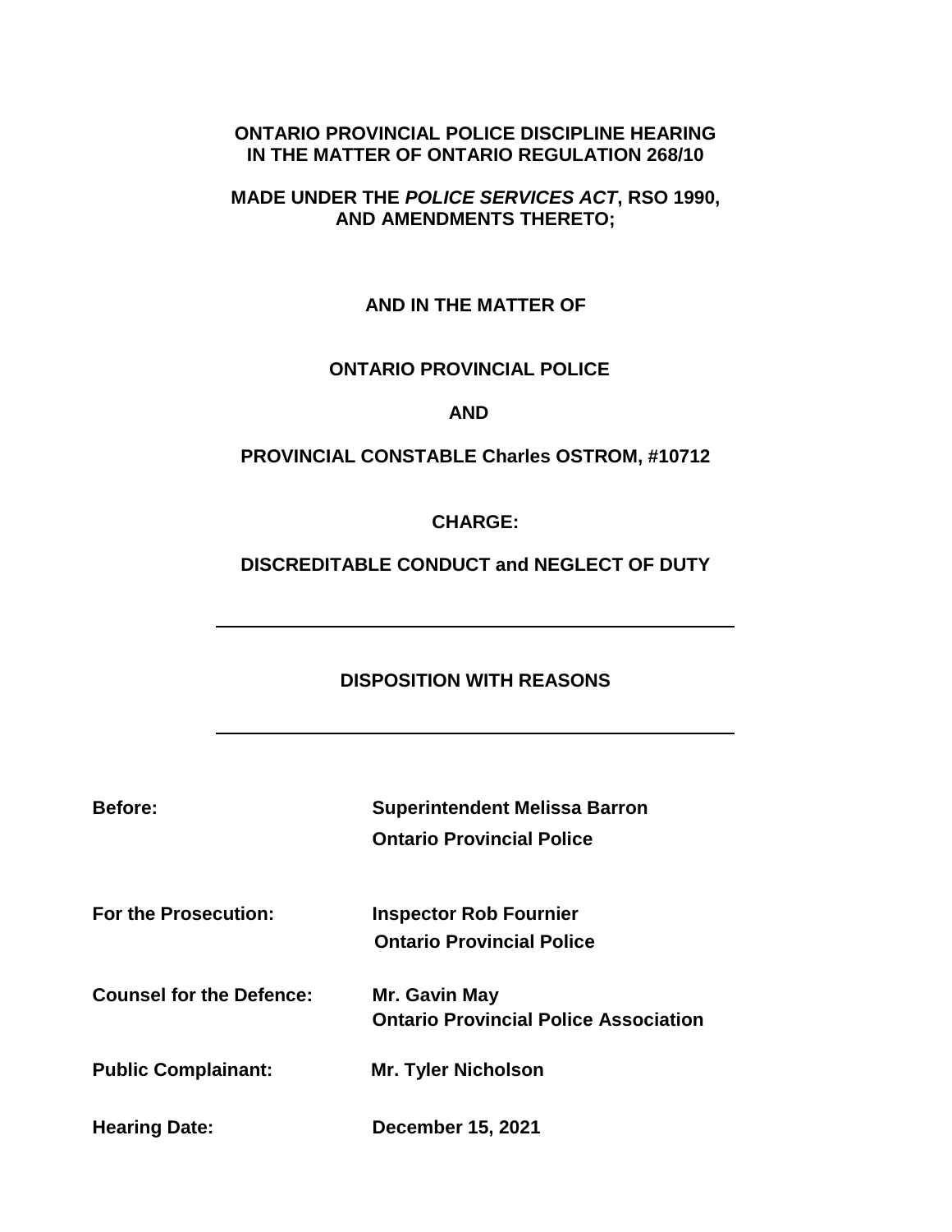**ONTARIO PROVINCIAL POLICE DISCIPLINE HEARING**
**IN THE MATTER OF ONTARIO REGULATION 268/10**

**MADE UNDER THE *POLICE SERVICES ACT*, RSO 1990,**
**AND AMENDMENTS THERETO;**

**AND IN THE MATTER OF**

**ONTARIO PROVINCIAL POLICE**

**AND**

**PROVINCIAL CONSTABLE Charles OSTROM, #10712**

**CHARGE:**

**DISCREDITABLE CONDUCT and NEGLECT OF DUTY**

---

**DISPOSITION WITH REASONS**

---

| | |
|---|---|
| **Before:** | **Superintendent Melissa Barron**<br>**Ontario Provincial Police** |
| **For the Prosecution:** | **Inspector Rob Fournier**<br>**Ontario Provincial Police** |
| **Counsel for the Defence:** | **Mr. Gavin May**<br>**Ontario Provincial Police Association** |
| **Public Complainant:** | **Mr. Tyler Nicholson** |
| **Hearing Date:** | **December 15, 2021** |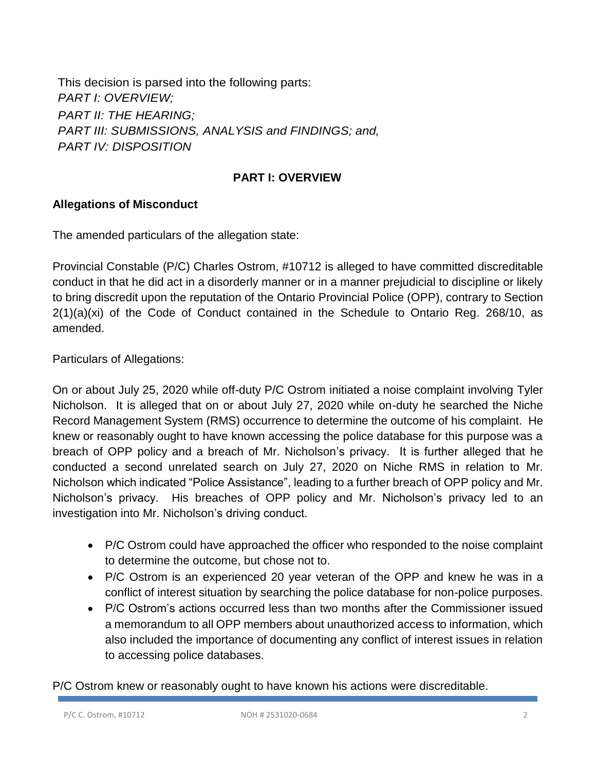This decision is parsed into the following parts:
*PART I: OVERVIEW;*
*PART II: THE HEARING;*
*PART III: SUBMISSIONS, ANALYSIS and FINDINGS; and,*
*PART IV: DISPOSITION*

## PART I: OVERVIEW

### Allegations of Misconduct

The amended particulars of the allegation state:

Provincial Constable (P/C) Charles Ostrom, #10712 is alleged to have committed discreditable conduct in that he did act in a disorderly manner or in a manner prejudicial to discipline or likely to bring discredit upon the reputation of the Ontario Provincial Police (OPP), contrary to Section 2(1)(a)(xi) of the Code of Conduct contained in the Schedule to Ontario Reg. 268/10, as amended.

Particulars of Allegations:

On or about July 25, 2020 while off-duty P/C Ostrom initiated a noise complaint involving Tyler Nicholson. It is alleged that on or about July 27, 2020 while on-duty he searched the Niche Record Management System (RMS) occurrence to determine the outcome of his complaint. He knew or reasonably ought to have known accessing the police database for this purpose was a breach of OPP policy and a breach of Mr. Nicholson's privacy. It is further alleged that he conducted a second unrelated search on July 27, 2020 on Niche RMS in relation to Mr. Nicholson which indicated "Police Assistance", leading to a further breach of OPP policy and Mr. Nicholson's privacy. His breaches of OPP policy and Mr. Nicholson's privacy led to an investigation into Mr. Nicholson's driving conduct.

- P/C Ostrom could have approached the officer who responded to the noise complaint to determine the outcome, but chose not to.
- P/C Ostrom is an experienced 20 year veteran of the OPP and knew he was in a conflict of interest situation by searching the police database for non-police purposes.
- P/C Ostrom's actions occurred less than two months after the Commissioner issued a memorandum to all OPP members about unauthorized access to information, which also included the importance of documenting any conflict of interest issues in relation to accessing police databases.

P/C Ostrom knew or reasonably ought to have known his actions were discreditable.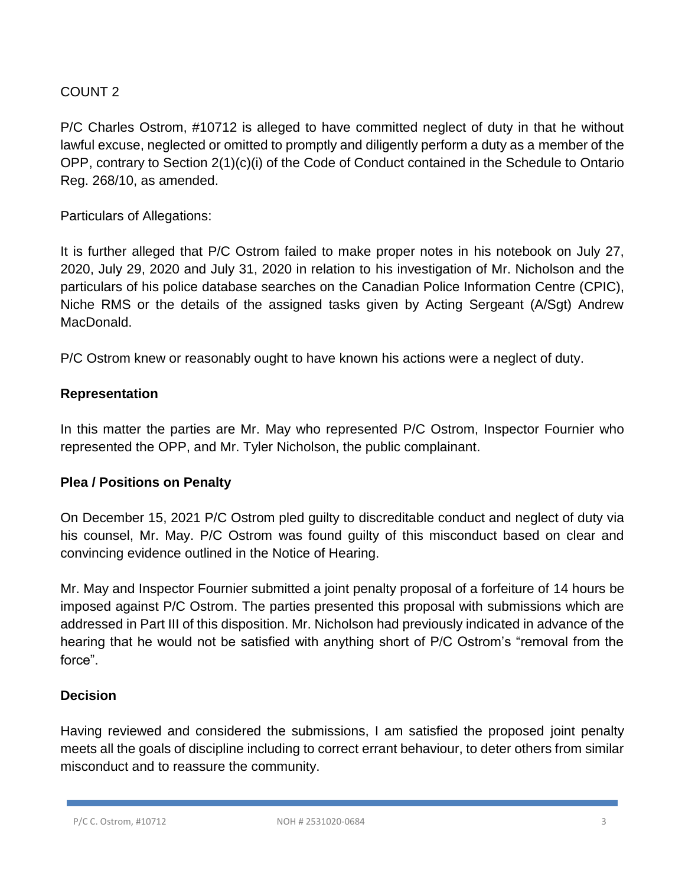COUNT 2

P/C Charles Ostrom, #10712 is alleged to have committed neglect of duty in that he without lawful excuse, neglected or omitted to promptly and diligently perform a duty as a member of the OPP, contrary to Section 2(1)(c)(i) of the Code of Conduct contained in the Schedule to Ontario Reg. 268/10, as amended.

Particulars of Allegations:

It is further alleged that P/C Ostrom failed to make proper notes in his notebook on July 27, 2020, July 29, 2020 and July 31, 2020 in relation to his investigation of Mr. Nicholson and the particulars of his police database searches on the Canadian Police Information Centre (CPIC), Niche RMS or the details of the assigned tasks given by Acting Sergeant (A/Sgt) Andrew MacDonald.

P/C Ostrom knew or reasonably ought to have known his actions were a neglect of duty.

**Representation**

In this matter the parties are Mr. May who represented P/C Ostrom, Inspector Fournier who represented the OPP, and Mr. Tyler Nicholson, the public complainant.

**Plea / Positions on Penalty**

On December 15, 2021 P/C Ostrom pled guilty to discreditable conduct and neglect of duty via his counsel, Mr. May. P/C Ostrom was found guilty of this misconduct based on clear and convincing evidence outlined in the Notice of Hearing.

Mr. May and Inspector Fournier submitted a joint penalty proposal of a forfeiture of 14 hours be imposed against P/C Ostrom. The parties presented this proposal with submissions which are addressed in Part III of this disposition. Mr. Nicholson had previously indicated in advance of the hearing that he would not be satisfied with anything short of P/C Ostrom's "removal from the force".

**Decision**

Having reviewed and considered the submissions, I am satisfied the proposed joint penalty meets all the goals of discipline including to correct errant behaviour, to deter others from similar misconduct and to reassure the community.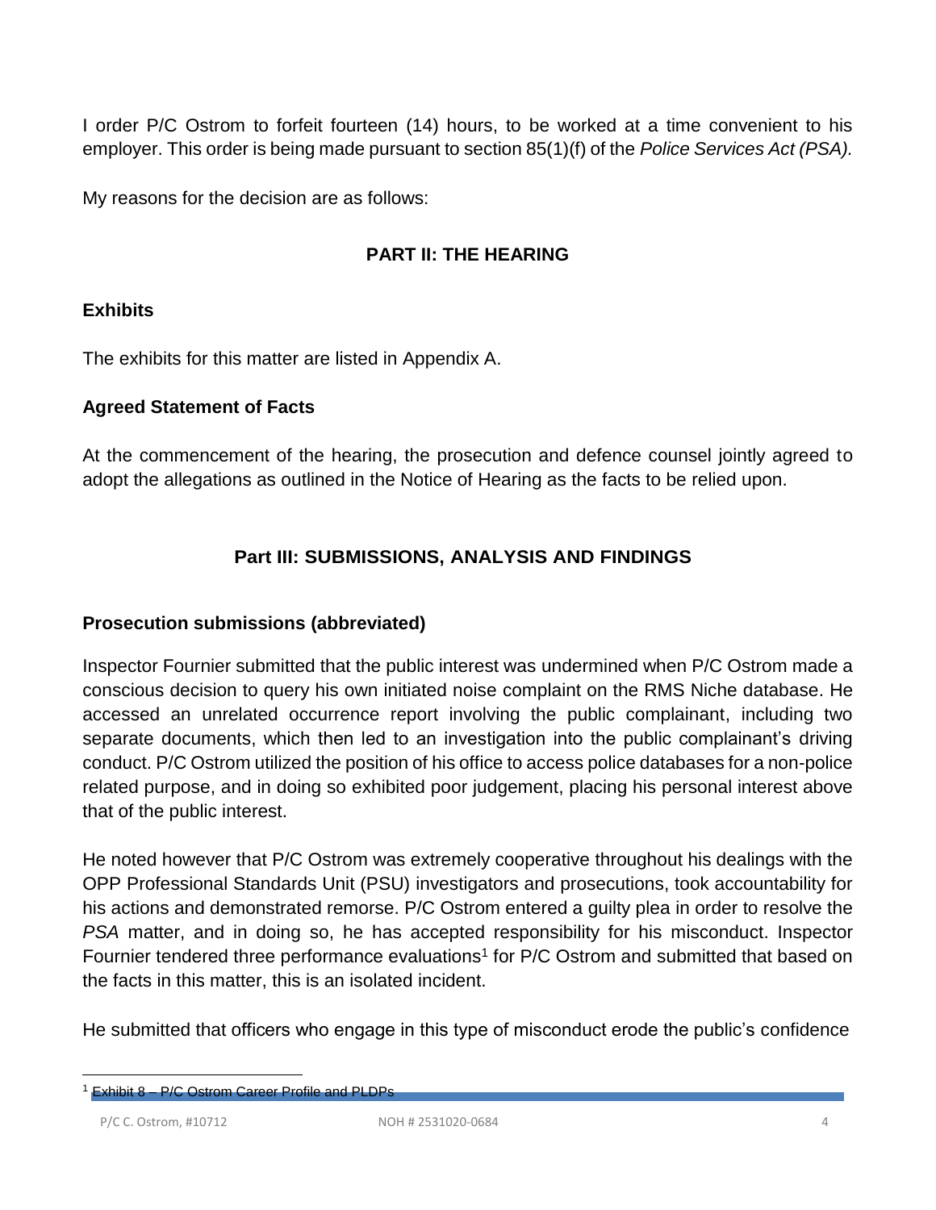I order P/C Ostrom to forfeit fourteen (14) hours, to be worked at a time convenient to his employer. This order is being made pursuant to section 85(1)(f) of the *Police Services Act (PSA).*

My reasons for the decision are as follows:

## PART II: THE HEARING

### Exhibits

The exhibits for this matter are listed in Appendix A.

### Agreed Statement of Facts

At the commencement of the hearing, the prosecution and defence counsel jointly agreed to adopt the allegations as outlined in the Notice of Hearing as the facts to be relied upon.

## Part III: SUBMISSIONS, ANALYSIS AND FINDINGS

### Prosecution submissions (abbreviated)

Inspector Fournier submitted that the public interest was undermined when P/C Ostrom made a conscious decision to query his own initiated noise complaint on the RMS Niche database. He accessed an unrelated occurrence report involving the public complainant, including two separate documents, which then led to an investigation into the public complainant's driving conduct. P/C Ostrom utilized the position of his office to access police databases for a non-police related purpose, and in doing so exhibited poor judgement, placing his personal interest above that of the public interest.

He noted however that P/C Ostrom was extremely cooperative throughout his dealings with the OPP Professional Standards Unit (PSU) investigators and prosecutions, took accountability for his actions and demonstrated remorse. P/C Ostrom entered a guilty plea in order to resolve the *PSA* matter, and in doing so, he has accepted responsibility for his misconduct. Inspector Fournier tendered three performance evaluations[1] for P/C Ostrom and submitted that based on the facts in this matter, this is an isolated incident.

He submitted that officers who engage in this type of misconduct erode the public's confidence

[1] Exhibit 8 – P/C Ostrom Career Profile and PLDPs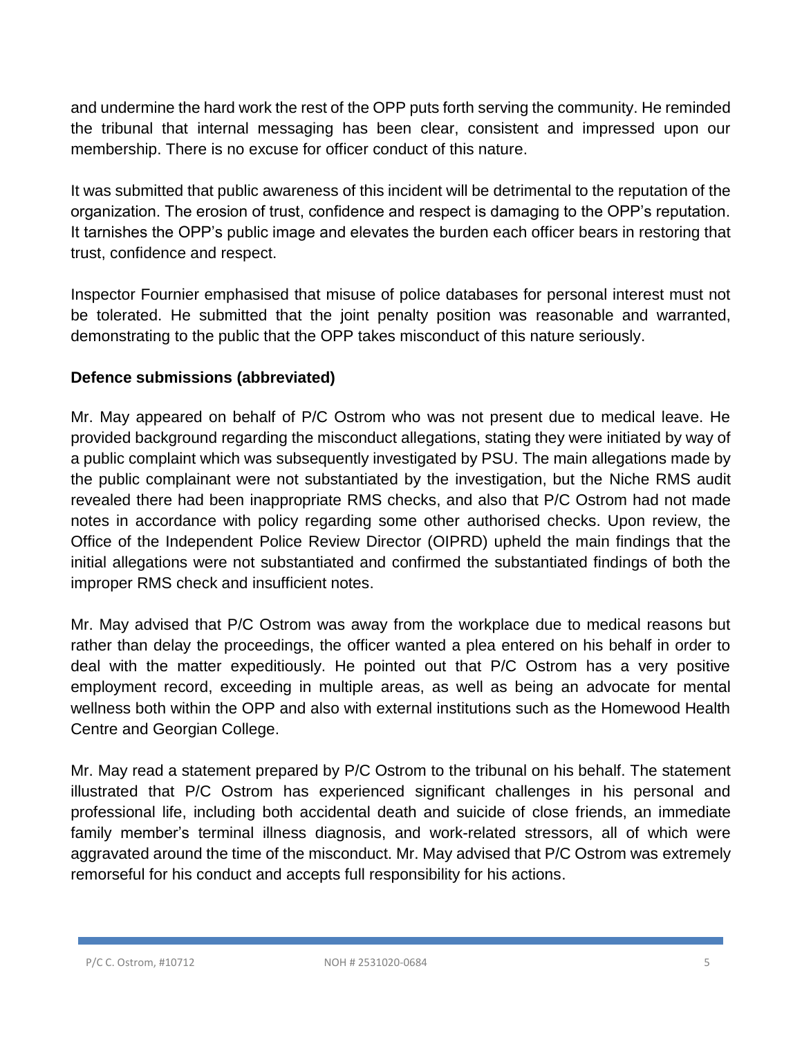and undermine the hard work the rest of the OPP puts forth serving the community. He reminded the tribunal that internal messaging has been clear, consistent and impressed upon our membership. There is no excuse for officer conduct of this nature.

It was submitted that public awareness of this incident will be detrimental to the reputation of the organization. The erosion of trust, confidence and respect is damaging to the OPP's reputation. It tarnishes the OPP's public image and elevates the burden each officer bears in restoring that trust, confidence and respect.

Inspector Fournier emphasised that misuse of police databases for personal interest must not be tolerated. He submitted that the joint penalty position was reasonable and warranted, demonstrating to the public that the OPP takes misconduct of this nature seriously.

**Defence submissions (abbreviated)**

Mr. May appeared on behalf of P/C Ostrom who was not present due to medical leave. He provided background regarding the misconduct allegations, stating they were initiated by way of a public complaint which was subsequently investigated by PSU. The main allegations made by the public complainant were not substantiated by the investigation, but the Niche RMS audit revealed there had been inappropriate RMS checks, and also that P/C Ostrom had not made notes in accordance with policy regarding some other authorised checks. Upon review, the Office of the Independent Police Review Director (OIPRD) upheld the main findings that the initial allegations were not substantiated and confirmed the substantiated findings of both the improper RMS check and insufficient notes.

Mr. May advised that P/C Ostrom was away from the workplace due to medical reasons but rather than delay the proceedings, the officer wanted a plea entered on his behalf in order to deal with the matter expeditiously. He pointed out that P/C Ostrom has a very positive employment record, exceeding in multiple areas, as well as being an advocate for mental wellness both within the OPP and also with external institutions such as the Homewood Health Centre and Georgian College.

Mr. May read a statement prepared by P/C Ostrom to the tribunal on his behalf. The statement illustrated that P/C Ostrom has experienced significant challenges in his personal and professional life, including both accidental death and suicide of close friends, an immediate family member's terminal illness diagnosis, and work-related stressors, all of which were aggravated around the time of the misconduct. Mr. May advised that P/C Ostrom was extremely remorseful for his conduct and accepts full responsibility for his actions.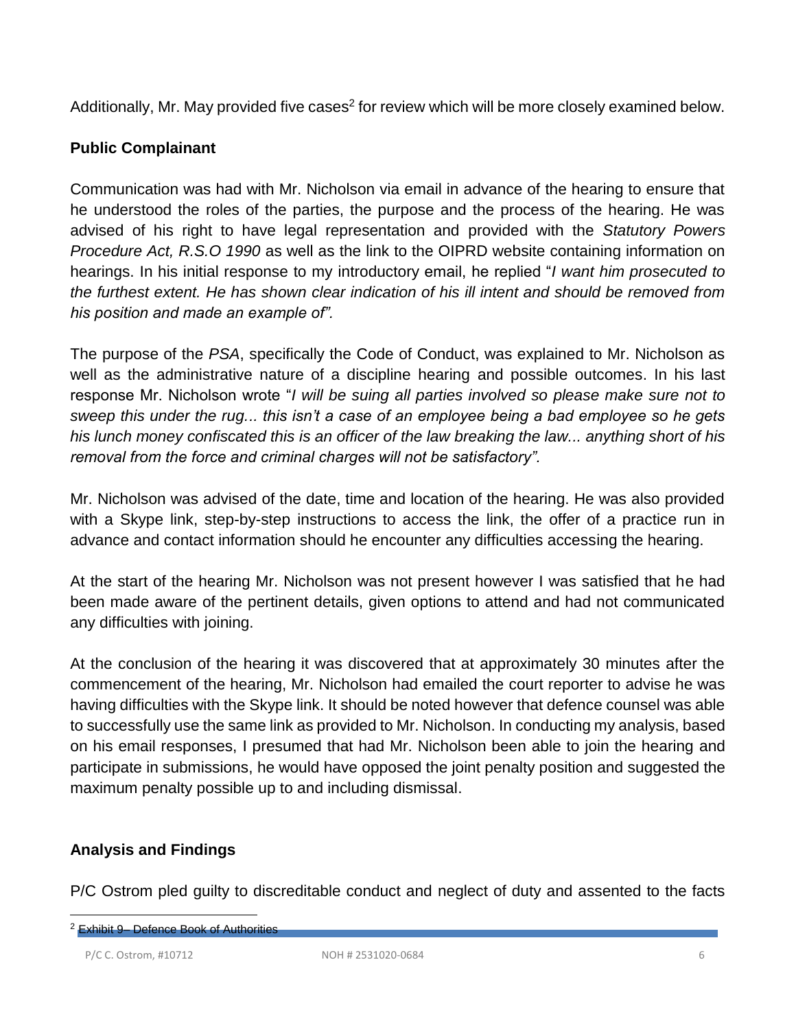Additionally, Mr. May provided five cases[2] for review which will be more closely examined below.

**Public Complainant**

Communication was had with Mr. Nicholson via email in advance of the hearing to ensure that he understood the roles of the parties, the purpose and the process of the hearing. He was advised of his right to have legal representation and provided with the *Statutory Powers Procedure Act, R.S.O 1990* as well as the link to the OIPRD website containing information on hearings. In his initial response to my introductory email, he replied "*I want him prosecuted to the furthest extent. He has shown clear indication of his ill intent and should be removed from his position and made an example of".*

The purpose of the *PSA*, specifically the Code of Conduct, was explained to Mr. Nicholson as well as the administrative nature of a discipline hearing and possible outcomes. In his last response Mr. Nicholson wrote "*I will be suing all parties involved so please make sure not to sweep this under the rug... this isn't a case of an employee being a bad employee so he gets his lunch money confiscated this is an officer of the law breaking the law... anything short of his removal from the force and criminal charges will not be satisfactory".*

Mr. Nicholson was advised of the date, time and location of the hearing. He was also provided with a Skype link, step-by-step instructions to access the link, the offer of a practice run in advance and contact information should he encounter any difficulties accessing the hearing.

At the start of the hearing Mr. Nicholson was not present however I was satisfied that he had been made aware of the pertinent details, given options to attend and had not communicated any difficulties with joining.

At the conclusion of the hearing it was discovered that at approximately 30 minutes after the commencement of the hearing, Mr. Nicholson had emailed the court reporter to advise he was having difficulties with the Skype link. It should be noted however that defence counsel was able to successfully use the same link as provided to Mr. Nicholson. In conducting my analysis, based on his email responses, I presumed that had Mr. Nicholson been able to join the hearing and participate in submissions, he would have opposed the joint penalty position and suggested the maximum penalty possible up to and including dismissal.

**Analysis and Findings**

P/C Ostrom pled guilty to discreditable conduct and neglect of duty and assented to the facts

[2] Exhibit 9– Defence Book of Authorities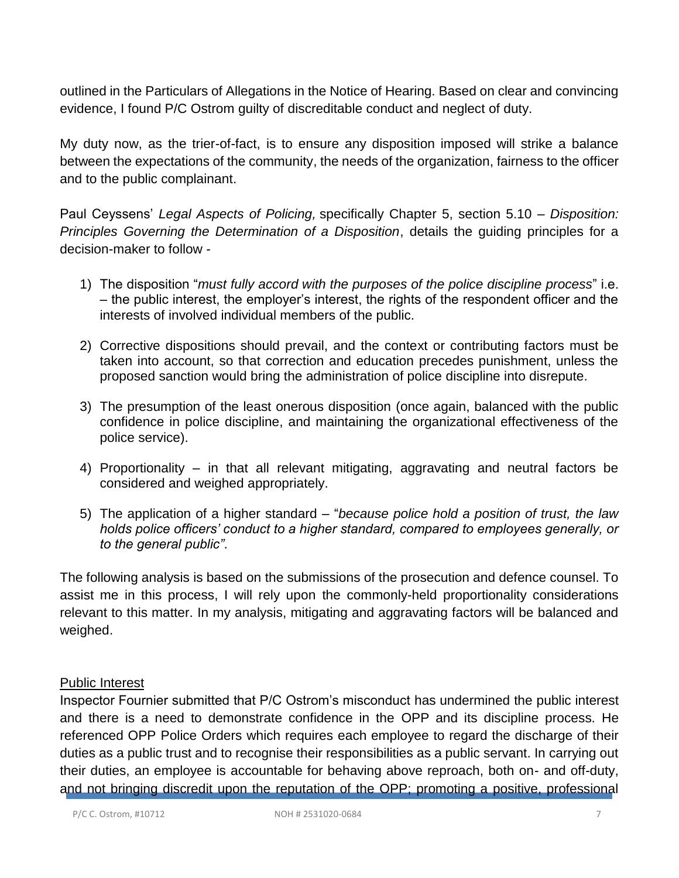outlined in the Particulars of Allegations in the Notice of Hearing. Based on clear and convincing evidence, I found P/C Ostrom guilty of discreditable conduct and neglect of duty.

My duty now, as the trier-of-fact, is to ensure any disposition imposed will strike a balance between the expectations of the community, the needs of the organization, fairness to the officer and to the public complainant.

Paul Ceyssens' *Legal Aspects of Policing,* specifically Chapter 5, section 5.10 – *Disposition: Principles Governing the Determination of a Disposition*, details the guiding principles for a decision-maker to follow -

1) The disposition "*must fully accord with the purposes of the police discipline process*" i.e. – the public interest, the employer's interest, the rights of the respondent officer and the interests of involved individual members of the public.

2) Corrective dispositions should prevail, and the context or contributing factors must be taken into account, so that correction and education precedes punishment, unless the proposed sanction would bring the administration of police discipline into disrepute.

3) The presumption of the least onerous disposition (once again, balanced with the public confidence in police discipline, and maintaining the organizational effectiveness of the police service).

4) Proportionality – in that all relevant mitigating, aggravating and neutral factors be considered and weighed appropriately.

5) The application of a higher standard – "*because police hold a position of trust, the law holds police officers' conduct to a higher standard, compared to employees generally, or to the general public"*.

The following analysis is based on the submissions of the prosecution and defence counsel. To assist me in this process, I will rely upon the commonly-held proportionality considerations relevant to this matter. In my analysis, mitigating and aggravating factors will be balanced and weighed.

## Public Interest

Inspector Fournier submitted that P/C Ostrom's misconduct has undermined the public interest and there is a need to demonstrate confidence in the OPP and its discipline process. He referenced OPP Police Orders which requires each employee to regard the discharge of their duties as a public trust and to recognise their responsibilities as a public servant. In carrying out their duties, an employee is accountable for behaving above reproach, both on- and off-duty, and not bringing discredit upon the reputation of the OPP; promoting a positive, professional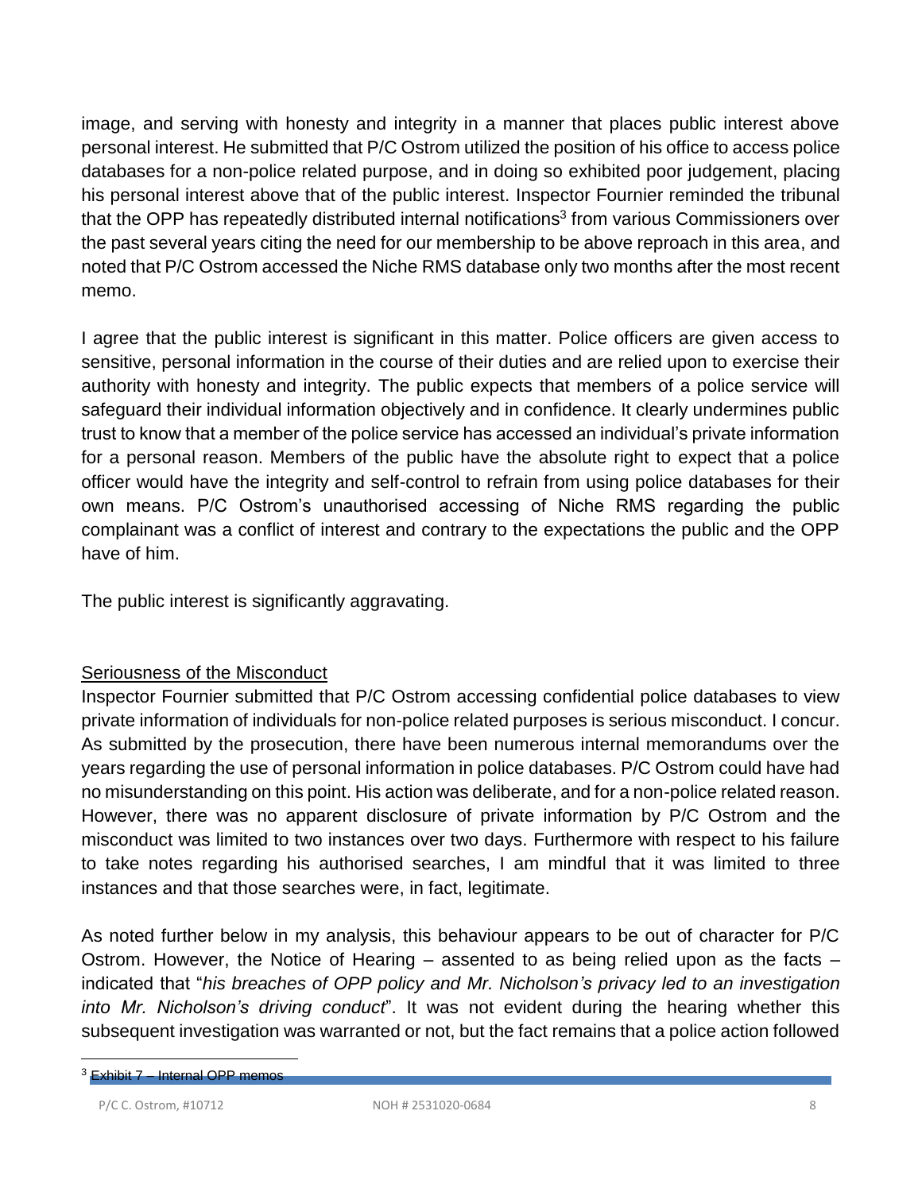image, and serving with honesty and integrity in a manner that places public interest above personal interest. He submitted that P/C Ostrom utilized the position of his office to access police databases for a non-police related purpose, and in doing so exhibited poor judgement, placing his personal interest above that of the public interest. Inspector Fournier reminded the tribunal that the OPP has repeatedly distributed internal notifications[3] from various Commissioners over the past several years citing the need for our membership to be above reproach in this area, and noted that P/C Ostrom accessed the Niche RMS database only two months after the most recent memo.

I agree that the public interest is significant in this matter. Police officers are given access to sensitive, personal information in the course of their duties and are relied upon to exercise their authority with honesty and integrity. The public expects that members of a police service will safeguard their individual information objectively and in confidence. It clearly undermines public trust to know that a member of the police service has accessed an individual's private information for a personal reason. Members of the public have the absolute right to expect that a police officer would have the integrity and self-control to refrain from using police databases for their own means. P/C Ostrom's unauthorised accessing of Niche RMS regarding the public complainant was a conflict of interest and contrary to the expectations the public and the OPP have of him.

The public interest is significantly aggravating.

Seriousness of the Misconduct

Inspector Fournier submitted that P/C Ostrom accessing confidential police databases to view private information of individuals for non-police related purposes is serious misconduct. I concur. As submitted by the prosecution, there have been numerous internal memorandums over the years regarding the use of personal information in police databases. P/C Ostrom could have had no misunderstanding on this point. His action was deliberate, and for a non-police related reason. However, there was no apparent disclosure of private information by P/C Ostrom and the misconduct was limited to two instances over two days. Furthermore with respect to his failure to take notes regarding his authorised searches, I am mindful that it was limited to three instances and that those searches were, in fact, legitimate.

As noted further below in my analysis, this behaviour appears to be out of character for P/C Ostrom. However, the Notice of Hearing – assented to as being relied upon as the facts – indicated that "*his breaches of OPP policy and Mr. Nicholson's privacy led to an investigation into Mr. Nicholson's driving conduct*". It was not evident during the hearing whether this subsequent investigation was warranted or not, but the fact remains that a police action followed

[3] Exhibit 7 – Internal OPP memos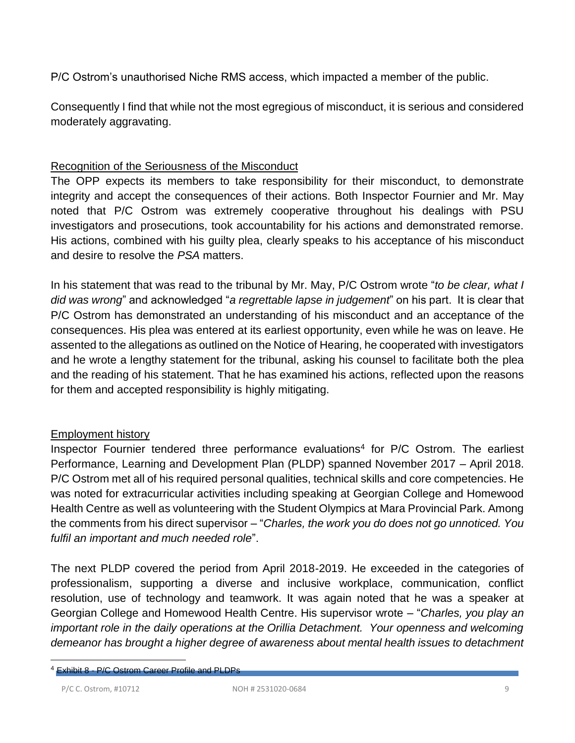P/C Ostrom's unauthorised Niche RMS access, which impacted a member of the public.

Consequently I find that while not the most egregious of misconduct, it is serious and considered moderately aggravating.

## Recognition of the Seriousness of the Misconduct

The OPP expects its members to take responsibility for their misconduct, to demonstrate integrity and accept the consequences of their actions. Both Inspector Fournier and Mr. May noted that P/C Ostrom was extremely cooperative throughout his dealings with PSU investigators and prosecutions, took accountability for his actions and demonstrated remorse. His actions, combined with his guilty plea, clearly speaks to his acceptance of his misconduct and desire to resolve the *PSA* matters.

In his statement that was read to the tribunal by Mr. May, P/C Ostrom wrote "*to be clear, what I did was wrong*" and acknowledged "*a regrettable lapse in judgement*" on his part. It is clear that P/C Ostrom has demonstrated an understanding of his misconduct and an acceptance of the consequences. His plea was entered at its earliest opportunity, even while he was on leave. He assented to the allegations as outlined on the Notice of Hearing, he cooperated with investigators and he wrote a lengthy statement for the tribunal, asking his counsel to facilitate both the plea and the reading of his statement. That he has examined his actions, reflected upon the reasons for them and accepted responsibility is highly mitigating.

## Employment history

Inspector Fournier tendered three performance evaluations[4] for P/C Ostrom. The earliest Performance, Learning and Development Plan (PLDP) spanned November 2017 – April 2018. P/C Ostrom met all of his required personal qualities, technical skills and core competencies. He was noted for extracurricular activities including speaking at Georgian College and Homewood Health Centre as well as volunteering with the Student Olympics at Mara Provincial Park. Among the comments from his direct supervisor – "*Charles, the work you do does not go unnoticed. You fulfil an important and much needed role*".

The next PLDP covered the period from April 2018-2019. He exceeded in the categories of professionalism, supporting a diverse and inclusive workplace, communication, conflict resolution, use of technology and teamwork. It was again noted that he was a speaker at Georgian College and Homewood Health Centre. His supervisor wrote – "*Charles, you play an important role in the daily operations at the Orillia Detachment. Your openness and welcoming demeanor has brought a higher degree of awareness about mental health issues to detachment*

[4] Exhibit 8 - P/C Ostrom Career Profile and PLDPs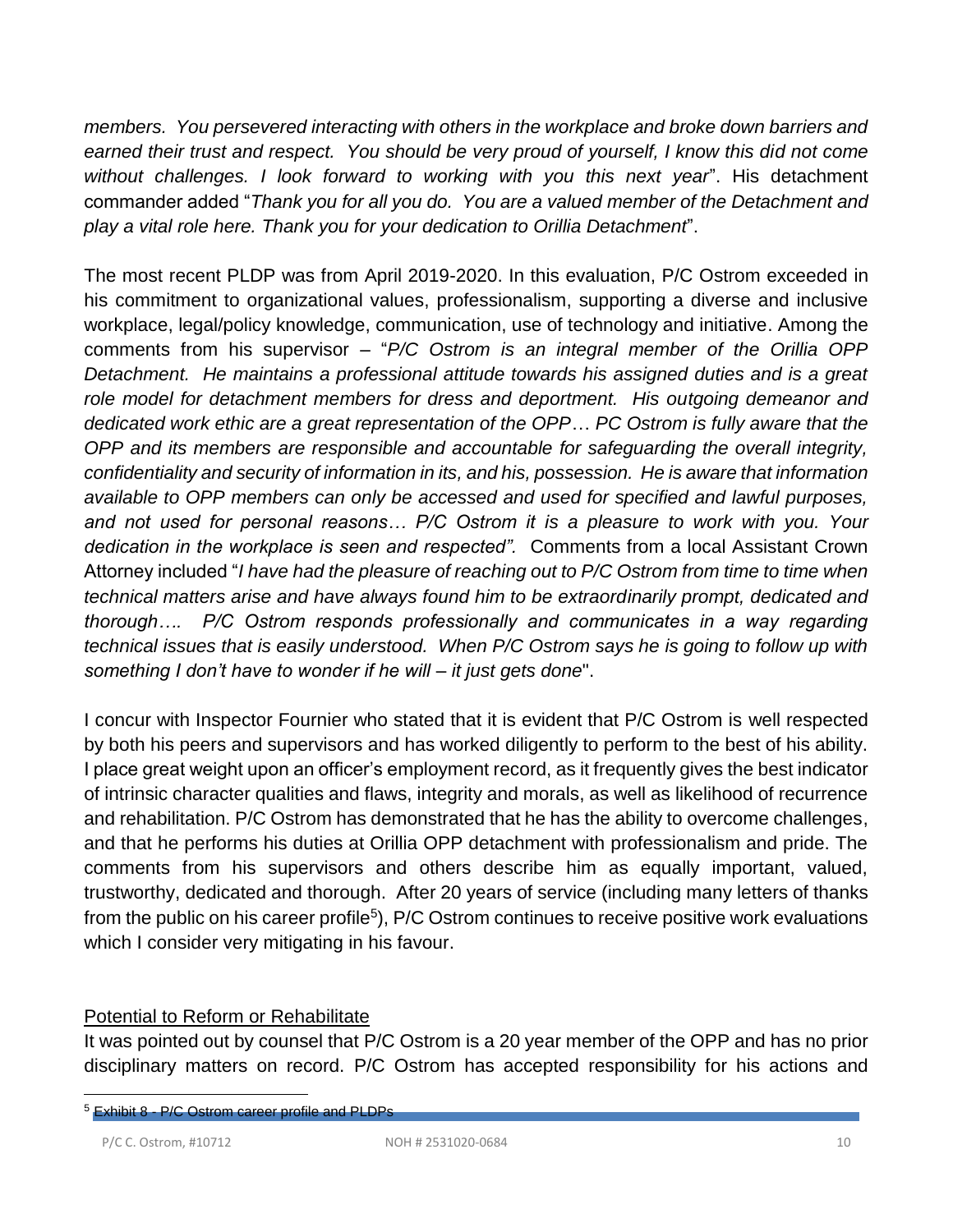*members. You persevered interacting with others in the workplace and broke down barriers and earned their trust and respect. You should be very proud of yourself, I know this did not come without challenges. I look forward to working with you this next year*". His detachment commander added "*Thank you for all you do. You are a valued member of the Detachment and play a vital role here. Thank you for your dedication to Orillia Detachment*".

The most recent PLDP was from April 2019-2020. In this evaluation, P/C Ostrom exceeded in his commitment to organizational values, professionalism, supporting a diverse and inclusive workplace, legal/policy knowledge, communication, use of technology and initiative. Among the comments from his supervisor – "*P/C Ostrom is an integral member of the Orillia OPP Detachment. He maintains a professional attitude towards his assigned duties and is a great role model for detachment members for dress and deportment. His outgoing demeanor and dedicated work ethic are a great representation of the OPP… PC Ostrom is fully aware that the OPP and its members are responsible and accountable for safeguarding the overall integrity, confidentiality and security of information in its, and his, possession. He is aware that information available to OPP members can only be accessed and used for specified and lawful purposes, and not used for personal reasons… P/C Ostrom it is a pleasure to work with you. Your dedication in the workplace is seen and respected".* Comments from a local Assistant Crown Attorney included "*I have had the pleasure of reaching out to P/C Ostrom from time to time when technical matters arise and have always found him to be extraordinarily prompt, dedicated and thorough…. P/C Ostrom responds professionally and communicates in a way regarding technical issues that is easily understood. When P/C Ostrom says he is going to follow up with something I don't have to wonder if he will – it just gets done*".

I concur with Inspector Fournier who stated that it is evident that P/C Ostrom is well respected by both his peers and supervisors and has worked diligently to perform to the best of his ability. I place great weight upon an officer's employment record, as it frequently gives the best indicator of intrinsic character qualities and flaws, integrity and morals, as well as likelihood of recurrence and rehabilitation. P/C Ostrom has demonstrated that he has the ability to overcome challenges, and that he performs his duties at Orillia OPP detachment with professionalism and pride. The comments from his supervisors and others describe him as equally important, valued, trustworthy, dedicated and thorough. After 20 years of service (including many letters of thanks from the public on his career profile[5]), P/C Ostrom continues to receive positive work evaluations which I consider very mitigating in his favour.

<u>Potential to Reform or Rehabilitate</u>

It was pointed out by counsel that P/C Ostrom is a 20 year member of the OPP and has no prior disciplinary matters on record. P/C Ostrom has accepted responsibility for his actions and

[5] Exhibit 8 - P/C Ostrom career profile and PLDPs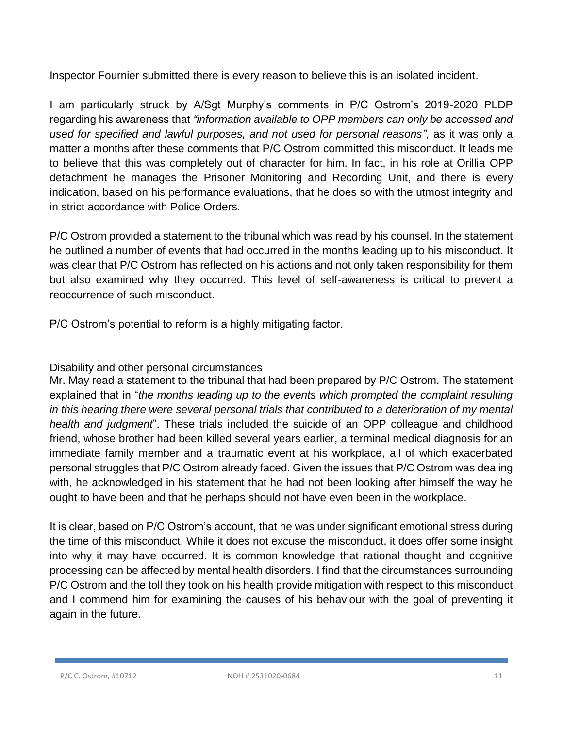Inspector Fournier submitted there is every reason to believe this is an isolated incident.

I am particularly struck by A/Sgt Murphy's comments in P/C Ostrom's 2019-2020 PLDP regarding his awareness that *"information available to OPP members can only be accessed and used for specified and lawful purposes, and not used for personal reasons",* as it was only a matter a months after these comments that P/C Ostrom committed this misconduct. It leads me to believe that this was completely out of character for him. In fact, in his role at Orillia OPP detachment he manages the Prisoner Monitoring and Recording Unit, and there is every indication, based on his performance evaluations, that he does so with the utmost integrity and in strict accordance with Police Orders.

P/C Ostrom provided a statement to the tribunal which was read by his counsel. In the statement he outlined a number of events that had occurred in the months leading up to his misconduct. It was clear that P/C Ostrom has reflected on his actions and not only taken responsibility for them but also examined why they occurred. This level of self-awareness is critical to prevent a reoccurrence of such misconduct.

P/C Ostrom's potential to reform is a highly mitigating factor.

<u>Disability and other personal circumstances</u>

Mr. May read a statement to the tribunal that had been prepared by P/C Ostrom. The statement explained that in "*the months leading up to the events which prompted the complaint resulting in this hearing there were several personal trials that contributed to a deterioration of my mental health and judgment*". These trials included the suicide of an OPP colleague and childhood friend, whose brother had been killed several years earlier, a terminal medical diagnosis for an immediate family member and a traumatic event at his workplace, all of which exacerbated personal struggles that P/C Ostrom already faced. Given the issues that P/C Ostrom was dealing with, he acknowledged in his statement that he had not been looking after himself the way he ought to have been and that he perhaps should not have even been in the workplace.

It is clear, based on P/C Ostrom's account, that he was under significant emotional stress during the time of this misconduct. While it does not excuse the misconduct, it does offer some insight into why it may have occurred. It is common knowledge that rational thought and cognitive processing can be affected by mental health disorders. I find that the circumstances surrounding P/C Ostrom and the toll they took on his health provide mitigation with respect to this misconduct and I commend him for examining the causes of his behaviour with the goal of preventing it again in the future.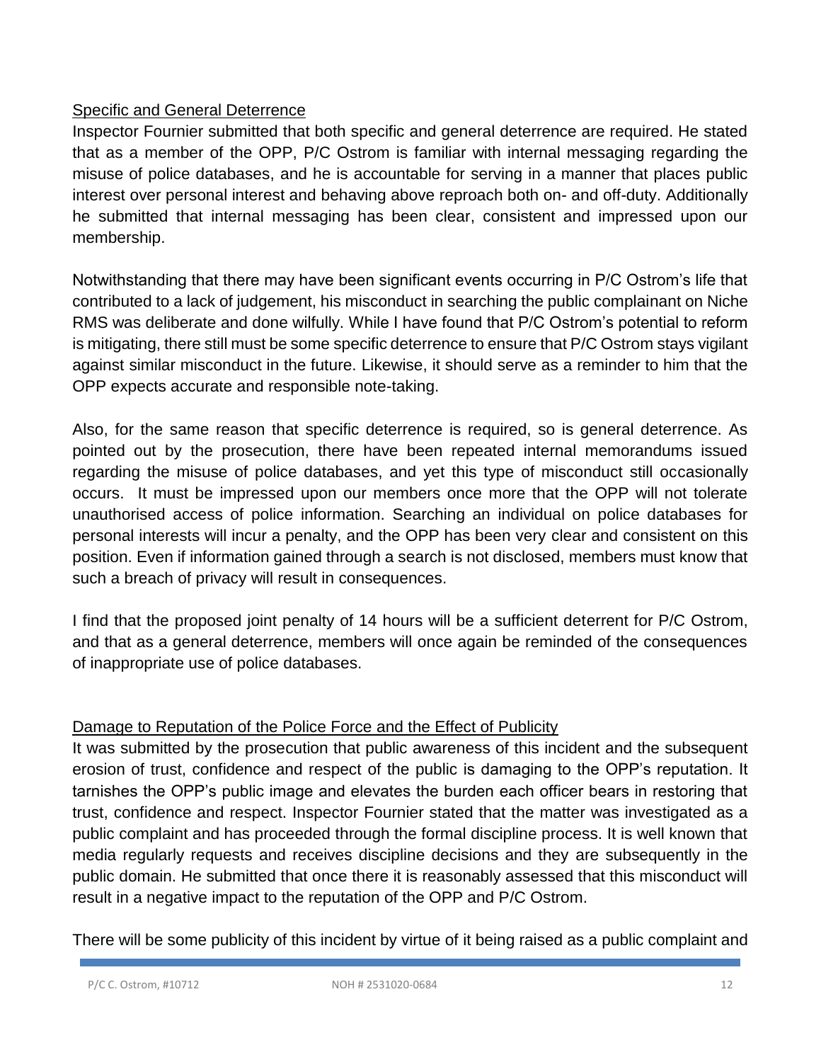Specific and General Deterrence

Inspector Fournier submitted that both specific and general deterrence are required. He stated that as a member of the OPP, P/C Ostrom is familiar with internal messaging regarding the misuse of police databases, and he is accountable for serving in a manner that places public interest over personal interest and behaving above reproach both on- and off-duty. Additionally he submitted that internal messaging has been clear, consistent and impressed upon our membership.

Notwithstanding that there may have been significant events occurring in P/C Ostrom's life that contributed to a lack of judgement, his misconduct in searching the public complainant on Niche RMS was deliberate and done wilfully. While I have found that P/C Ostrom's potential to reform is mitigating, there still must be some specific deterrence to ensure that P/C Ostrom stays vigilant against similar misconduct in the future. Likewise, it should serve as a reminder to him that the OPP expects accurate and responsible note-taking.

Also, for the same reason that specific deterrence is required, so is general deterrence. As pointed out by the prosecution, there have been repeated internal memorandums issued regarding the misuse of police databases, and yet this type of misconduct still occasionally occurs. It must be impressed upon our members once more that the OPP will not tolerate unauthorised access of police information. Searching an individual on police databases for personal interests will incur a penalty, and the OPP has been very clear and consistent on this position. Even if information gained through a search is not disclosed, members must know that such a breach of privacy will result in consequences.

I find that the proposed joint penalty of 14 hours will be a sufficient deterrent for P/C Ostrom, and that as a general deterrence, members will once again be reminded of the consequences of inappropriate use of police databases.

Damage to Reputation of the Police Force and the Effect of Publicity

It was submitted by the prosecution that public awareness of this incident and the subsequent erosion of trust, confidence and respect of the public is damaging to the OPP's reputation. It tarnishes the OPP's public image and elevates the burden each officer bears in restoring that trust, confidence and respect. Inspector Fournier stated that the matter was investigated as a public complaint and has proceeded through the formal discipline process. It is well known that media regularly requests and receives discipline decisions and they are subsequently in the public domain. He submitted that once there it is reasonably assessed that this misconduct will result in a negative impact to the reputation of the OPP and P/C Ostrom.

There will be some publicity of this incident by virtue of it being raised as a public complaint and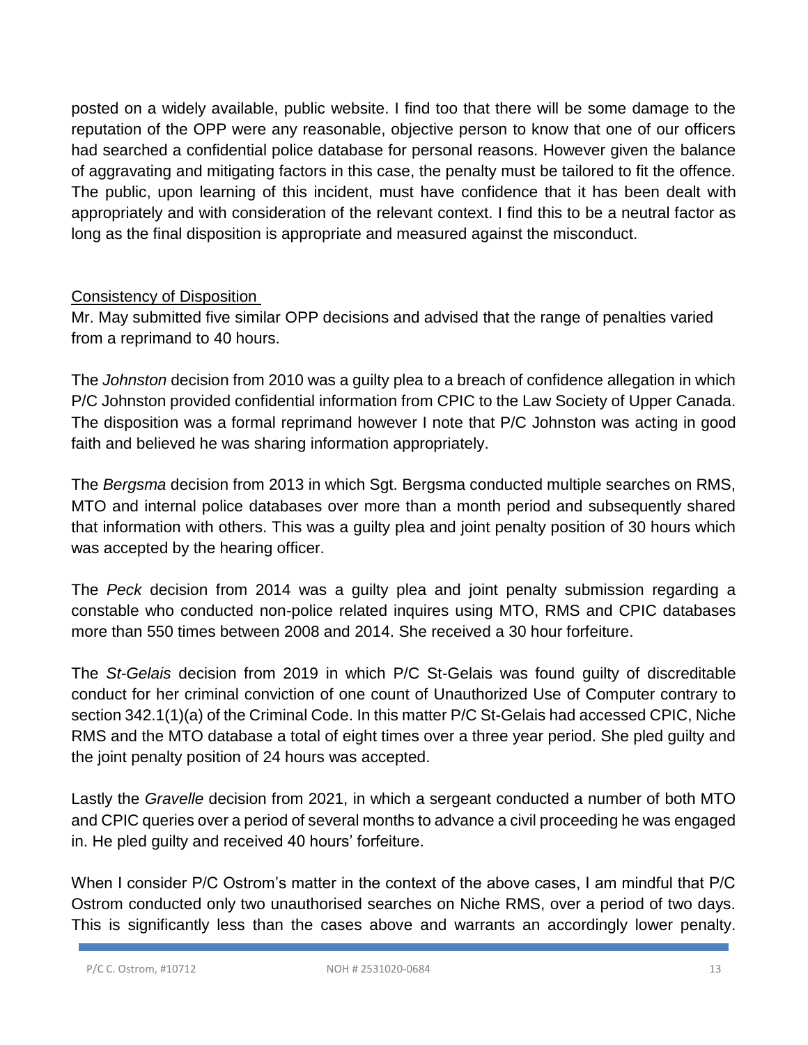posted on a widely available, public website. I find too that there will be some damage to the reputation of the OPP were any reasonable, objective person to know that one of our officers had searched a confidential police database for personal reasons. However given the balance of aggravating and mitigating factors in this case, the penalty must be tailored to fit the offence. The public, upon learning of this incident, must have confidence that it has been dealt with appropriately and with consideration of the relevant context. I find this to be a neutral factor as long as the final disposition is appropriate and measured against the misconduct.

<u>Consistency of Disposition</u>

Mr. May submitted five similar OPP decisions and advised that the range of penalties varied from a reprimand to 40 hours.

The *Johnston* decision from 2010 was a guilty plea to a breach of confidence allegation in which P/C Johnston provided confidential information from CPIC to the Law Society of Upper Canada. The disposition was a formal reprimand however I note that P/C Johnston was acting in good faith and believed he was sharing information appropriately.

The *Bergsma* decision from 2013 in which Sgt. Bergsma conducted multiple searches on RMS, MTO and internal police databases over more than a month period and subsequently shared that information with others. This was a guilty plea and joint penalty position of 30 hours which was accepted by the hearing officer.

The *Peck* decision from 2014 was a guilty plea and joint penalty submission regarding a constable who conducted non-police related inquires using MTO, RMS and CPIC databases more than 550 times between 2008 and 2014. She received a 30 hour forfeiture.

The *St-Gelais* decision from 2019 in which P/C St-Gelais was found guilty of discreditable conduct for her criminal conviction of one count of Unauthorized Use of Computer contrary to section 342.1(1)(a) of the Criminal Code. In this matter P/C St-Gelais had accessed CPIC, Niche RMS and the MTO database a total of eight times over a three year period. She pled guilty and the joint penalty position of 24 hours was accepted.

Lastly the *Gravelle* decision from 2021, in which a sergeant conducted a number of both MTO and CPIC queries over a period of several months to advance a civil proceeding he was engaged in. He pled guilty and received 40 hours' forfeiture.

When I consider P/C Ostrom's matter in the context of the above cases, I am mindful that P/C Ostrom conducted only two unauthorised searches on Niche RMS, over a period of two days. This is significantly less than the cases above and warrants an accordingly lower penalty.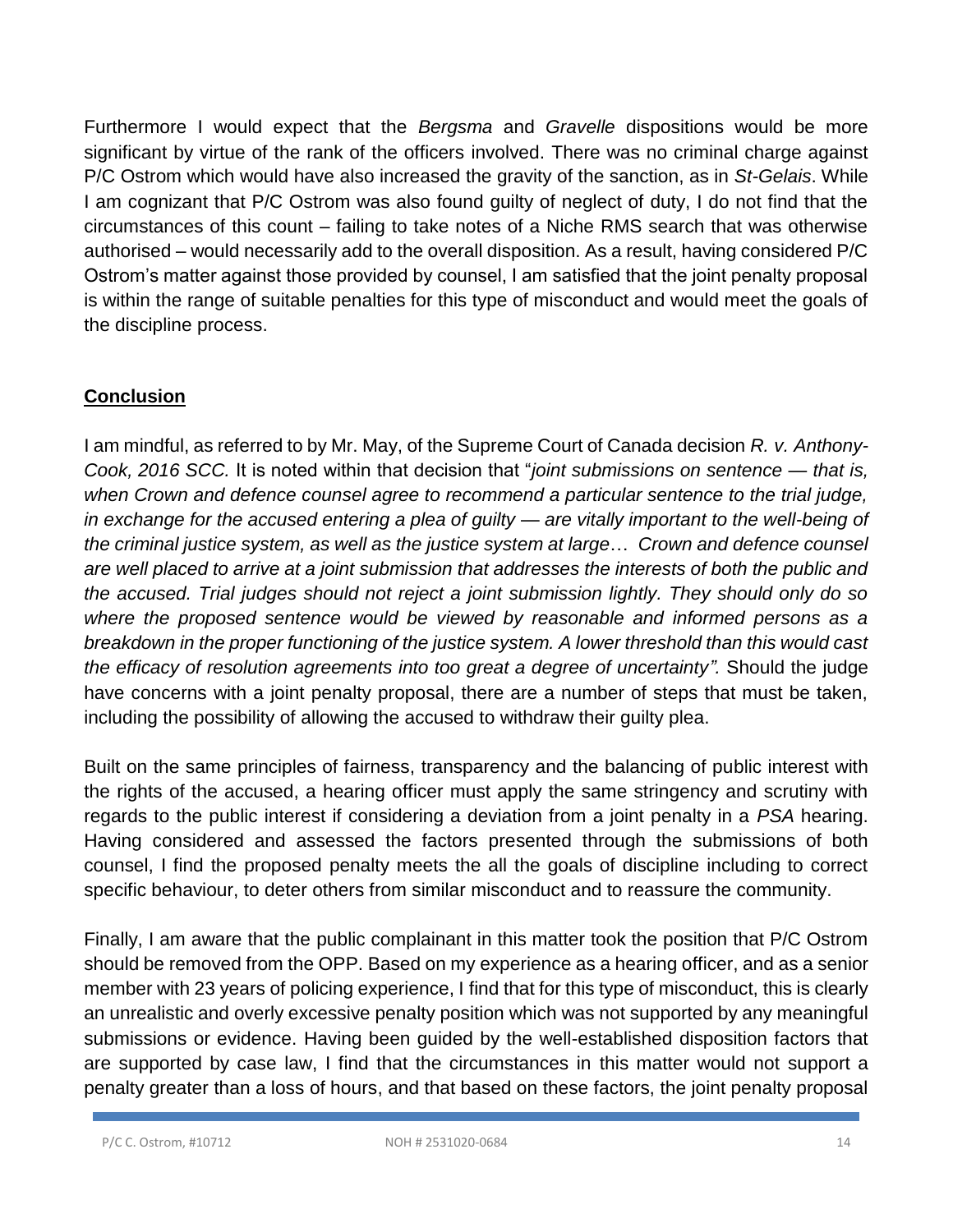Furthermore I would expect that the *Bergsma* and *Gravelle* dispositions would be more significant by virtue of the rank of the officers involved. There was no criminal charge against P/C Ostrom which would have also increased the gravity of the sanction, as in *St-Gelais*. While I am cognizant that P/C Ostrom was also found guilty of neglect of duty, I do not find that the circumstances of this count – failing to take notes of a Niche RMS search that was otherwise authorised – would necessarily add to the overall disposition. As a result, having considered P/C Ostrom's matter against those provided by counsel, I am satisfied that the joint penalty proposal is within the range of suitable penalties for this type of misconduct and would meet the goals of the discipline process.

## **Conclusion**

I am mindful, as referred to by Mr. May, of the Supreme Court of Canada decision *R. v. Anthony-Cook, 2016 SCC.* It is noted within that decision that "*joint submissions on sentence — that is, when Crown and defence counsel agree to recommend a particular sentence to the trial judge, in exchange for the accused entering a plea of guilty — are vitally important to the well-being of the criminal justice system, as well as the justice system at large… Crown and defence counsel are well placed to arrive at a joint submission that addresses the interests of both the public and the accused. Trial judges should not reject a joint submission lightly. They should only do so where the proposed sentence would be viewed by reasonable and informed persons as a breakdown in the proper functioning of the justice system. A lower threshold than this would cast the efficacy of resolution agreements into too great a degree of uncertainty".* Should the judge have concerns with a joint penalty proposal, there are a number of steps that must be taken, including the possibility of allowing the accused to withdraw their guilty plea.

Built on the same principles of fairness, transparency and the balancing of public interest with the rights of the accused, a hearing officer must apply the same stringency and scrutiny with regards to the public interest if considering a deviation from a joint penalty in a *PSA* hearing. Having considered and assessed the factors presented through the submissions of both counsel, I find the proposed penalty meets the all the goals of discipline including to correct specific behaviour, to deter others from similar misconduct and to reassure the community.

Finally, I am aware that the public complainant in this matter took the position that P/C Ostrom should be removed from the OPP. Based on my experience as a hearing officer, and as a senior member with 23 years of policing experience, I find that for this type of misconduct, this is clearly an unrealistic and overly excessive penalty position which was not supported by any meaningful submissions or evidence. Having been guided by the well-established disposition factors that are supported by case law, I find that the circumstances in this matter would not support a penalty greater than a loss of hours, and that based on these factors, the joint penalty proposal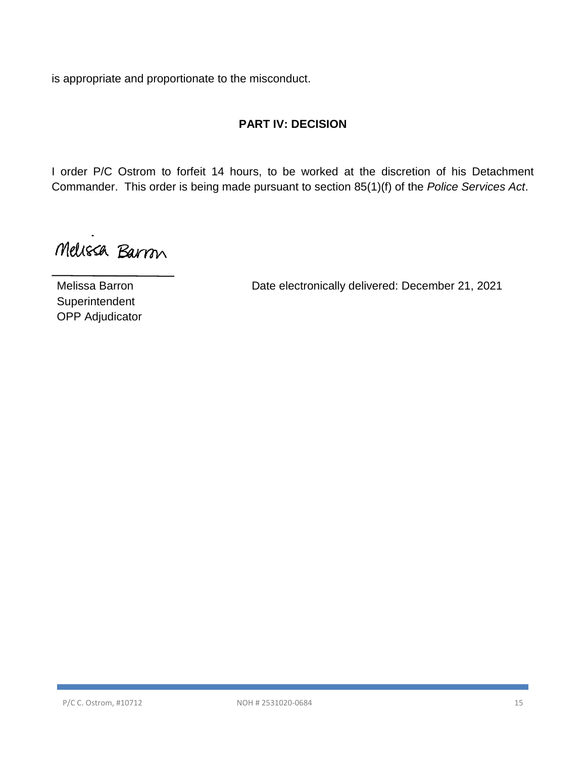is appropriate and proportionate to the misconduct.

## PART IV: DECISION

I order P/C Ostrom to forfeit 14 hours, to be worked at the discretion of his Detachment Commander. This order is being made pursuant to section 85(1)(f) of the *Police Services Act*.

Melissa Barron

Melissa Barron
Superintendent
OPP Adjudicator

Date electronically delivered: December 21, 2021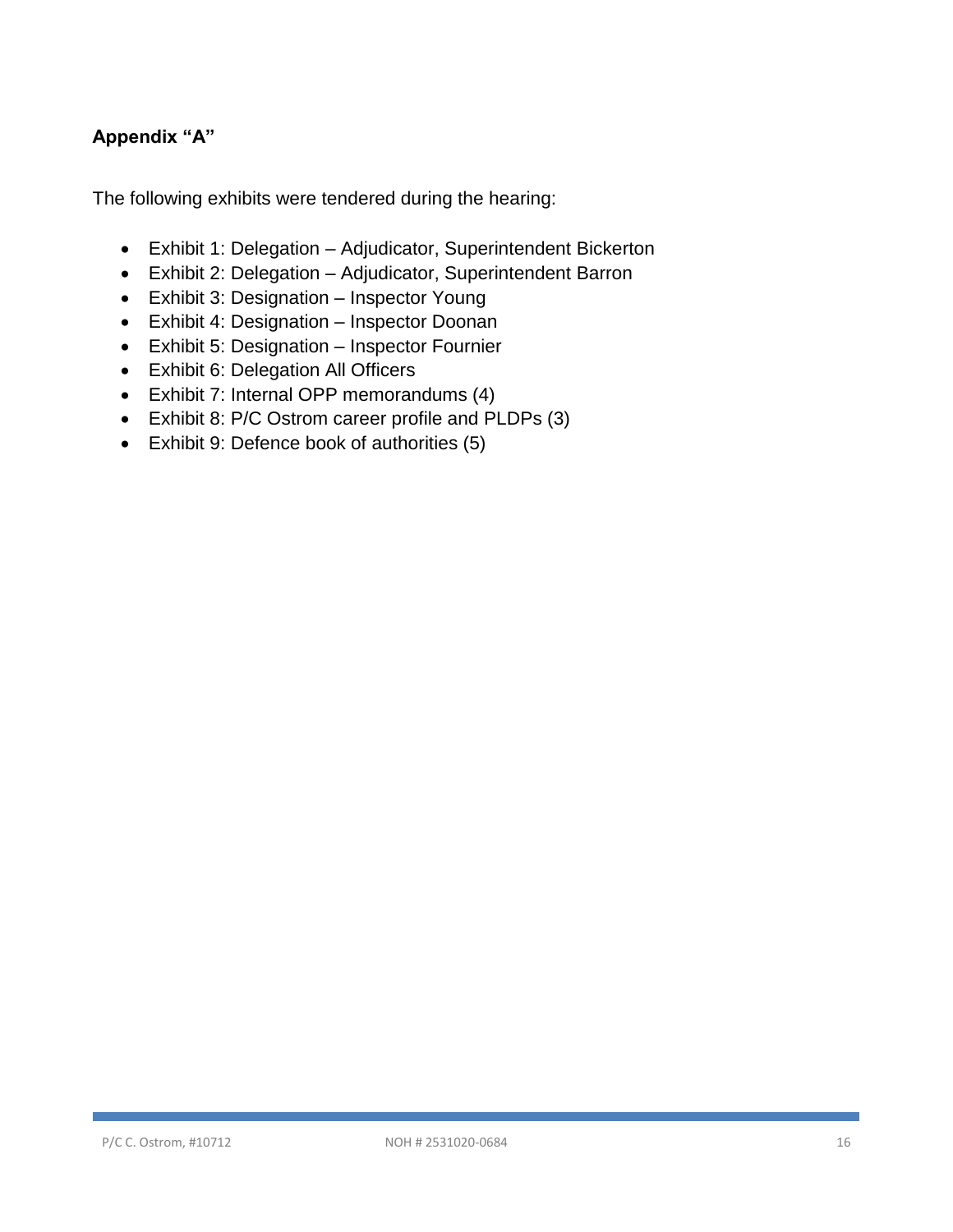## Appendix “A”

The following exhibits were tendered during the hearing:

- Exhibit 1: Delegation – Adjudicator, Superintendent Bickerton
- Exhibit 2: Delegation – Adjudicator, Superintendent Barron
- Exhibit 3: Designation – Inspector Young
- Exhibit 4: Designation – Inspector Doonan
- Exhibit 5: Designation – Inspector Fournier
- Exhibit 6: Delegation All Officers
- Exhibit 7: Internal OPP memorandums (4)
- Exhibit 8: P/C Ostrom career profile and PLDPs (3)
- Exhibit 9: Defence book of authorities (5)